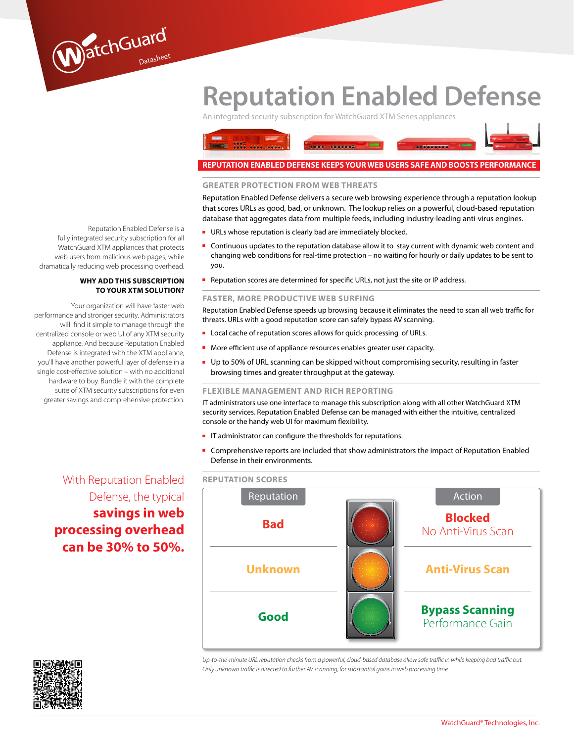WatchGuard Datasheet

# Reputation Enabled Defense

An integrated security subscription for WatchGuard XTM Series appliances

**REPUTATION ENABLED DEFENSE KEEPS YOUR WEB USERS SAFE AND BOOSTS PERFORMANCE**

Reputation Enabled Defense is a fully integrated security subscription for all WatchGuard XTM appliances that protects web users from malicious web pages, while dramatically reducing web processing overhead.

**WHY ADD THIS SUBSCRIPTION TO YOUR XTM SOLUTION?**

Your organization will have faster web performance and stronger security. Administrators will find it simple to manage through the centralized console or web UI of any XTM security appliance. And because Reputation Enabled Defense is integrated with the XTM appliance, you'll have another powerful layer of defense in a single cost-effective solution – with no additional hardware to buy. Bundle it with the complete suite of XTM security subscriptions for even greater savings and comprehensive protection.

With Reputation Enabled Defense, the typical **savings in web processing overhead can be 30% to 50%.**

## GREATER PROTECTION FROM WEB THREATS

Reputation Enabled Defense delivers a secure web browsing experience through a reputation lookup that scores URLs as good, bad, or unknown. The lookup relies on a powerful, cloud-based reputation database that aggregates data from multiple feeds, including industry-leading anti-virus engines.

- URLs whose reputation is clearly bad are immediately blocked.
- Continuous updates to the reputation database allow it to stay current with dynamic web content and changing web conditions for real-time protection – no waiting for hourly or daily updates to be sent to you.
- Reputation scores are determined for specific URLs, not just the site or IP address.

## FASTER, MORE PRODUCTIVE WEB SURFING

Reputation Enabled Defense speeds up browsing because it eliminates the need to scan all web traffic for threats. URLs with a good reputation score can safely bypass AV scanning.

- Local cache of reputation scores allows for quick processing of URLs.
- More efficient use of appliance resources enables greater user capacity.
- Up to 50% of URL scanning can be skipped without compromising security, resulting in faster browsing times and greater throughput at the gateway.

## FLEXIBLE MANAGEMENT AND RICH REPORTING

IT administrators use one interface to manage this subscription along with all other WatchGuard XTM security services. Reputation Enabled Defense can be managed with either the intuitive, centralized console or the handy web UI for maximum flexibility.

- IT administrator can configure the thresholds for reputations.
- Comprehensive reports are included that show administrators the impact of Reputation Enabled Defense in their environments.

## REPUTATION SCORES

| Reputation | Action |
| --- | --- |
| **Bad** | **Blocked** No Anti-Virus Scan |
| **Unknown** | **Anti-Virus Scan** |
| **Good** | **Bypass Scanning** Performance Gain |

*Up-to-the-minute URL reputation checks from a powerful, cloud-based database allow safe traffic in while keeping bad traffic out. Only unknown traffic is directed to further AV scanning, for substantial gains in web processing time.*

WatchGuard® Technologies, Inc.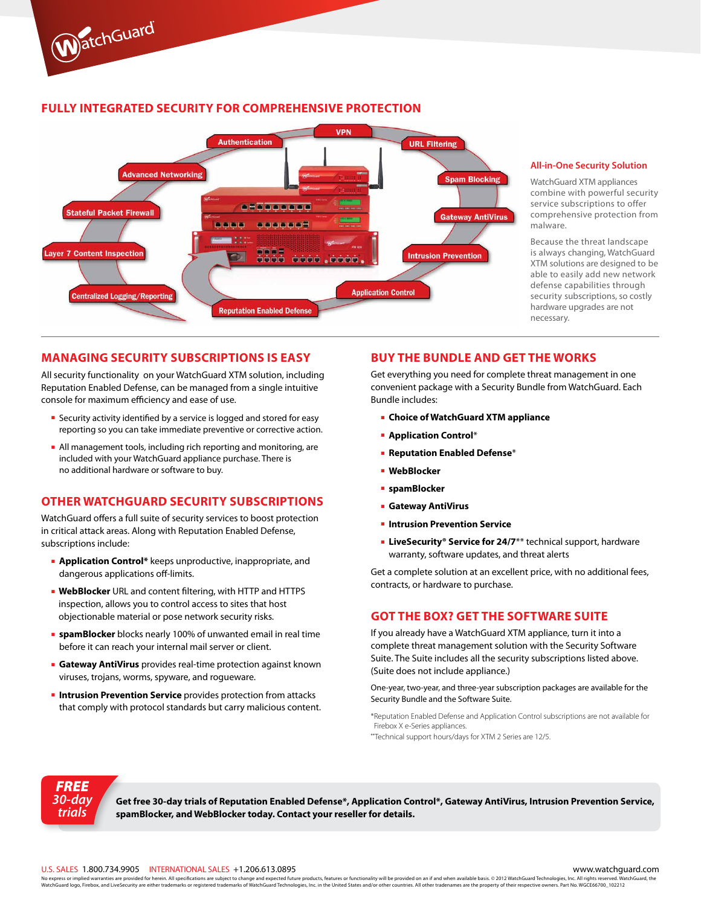## FULLY INTEGRATED SECURITY FOR COMPREHENSIVE PROTECTION

Authentication
VPN
URL Filtering
Advanced Networking
Spam Blocking
Stateful Packet Firewall
Gateway AntiVirus
Layer 7 Content Inspection
Intrusion Prevention
Application Control
Centralized Logging/Reporting
Reputation Enabled Defense

### All-in-One Security Solution

WatchGuard XTM appliances combine with powerful security service subscriptions to offer comprehensive protection from malware.

Because the threat landscape is always changing, WatchGuard XTM solutions are designed to be able to easily add new network defense capabilities through security subscriptions, so costly hardware upgrades are not necessary.

## MANAGING SECURITY SUBSCRIPTIONS IS EASY

All security functionality on your WatchGuard XTM solution, including Reputation Enabled Defense, can be managed from a single intuitive console for maximum efficiency and ease of use.

- Security activity identified by a service is logged and stored for easy reporting so you can take immediate preventive or corrective action.
- All management tools, including rich reporting and monitoring, are included with your WatchGuard appliance purchase. There is no additional hardware or software to buy.

## OTHER WATCHGUARD SECURITY SUBSCRIPTIONS

WatchGuard offers a full suite of security services to boost protection in critical attack areas. Along with Reputation Enabled Defense, subscriptions include:

- **Application Control*** keeps unproductive, inappropriate, and dangerous applications off-limits.
- **WebBlocker** URL and content filtering, with HTTP and HTTPS inspection, allows you to control access to sites that host objectionable material or pose network security risks.
- **spamBlocker** blocks nearly 100% of unwanted email in real time before it can reach your internal mail server or client.
- **Gateway AntiVirus** provides real-time protection against known viruses, trojans, worms, spyware, and rogueware.
- **Intrusion Prevention Service** provides protection from attacks that comply with protocol standards but carry malicious content.

## BUY THE BUNDLE AND GET THE WORKS

Get everything you need for complete threat management in one convenient package with a Security Bundle from WatchGuard. Each Bundle includes:

- **Choice of WatchGuard XTM appliance**
- **Application Control***
- **Reputation Enabled Defense***
- **WebBlocker**
- **spamBlocker**
- **Gateway AntiVirus**
- **Intrusion Prevention Service**
- **LiveSecurity® Service for 24/7**** technical support, hardware warranty, software updates, and threat alerts

Get a complete solution at an excellent price, with no additional fees, contracts, or hardware to purchase.

## GOT THE BOX? GET THE SOFTWARE SUITE

If you already have a WatchGuard XTM appliance, turn it into a complete threat management solution with the Security Software Suite. The Suite includes all the security subscriptions listed above. (Suite does not include appliance.)

One-year, two-year, and three-year subscription packages are available for the Security Bundle and the Software Suite.

*Reputation Enabled Defense and Application Control subscriptions are not available for Firebox X e-Series appliances.
**Technical support hours/days for XTM 2 Series are 12/5.

***FREE 30-day trials***

**Get free 30-day trials of Reputation Enabled Defense*, Application Control*, Gateway AntiVirus, Intrusion Prevention Service, spamBlocker, and WebBlocker today. Contact your reseller for details.**

U.S. SALES 1.800.734.9905 INTERNATIONAL SALES +1.206.613.0895 www.watchguard.com

No express or implied warranties are provided for herein. All specifications are subject to change and expected future products, features or functionality will be provided on an if and when available basis. © 2012 WatchGuard Technologies, Inc. All rights reserved. WatchGuard, the WatchGuard logo, Firebox, and LiveSecurity are either trademarks or registered trademarks of WatchGuard Technologies, Inc. in the United States and/or other countries. All other tradenames are the property of their respective owners. Part No. WGCE66700_102212